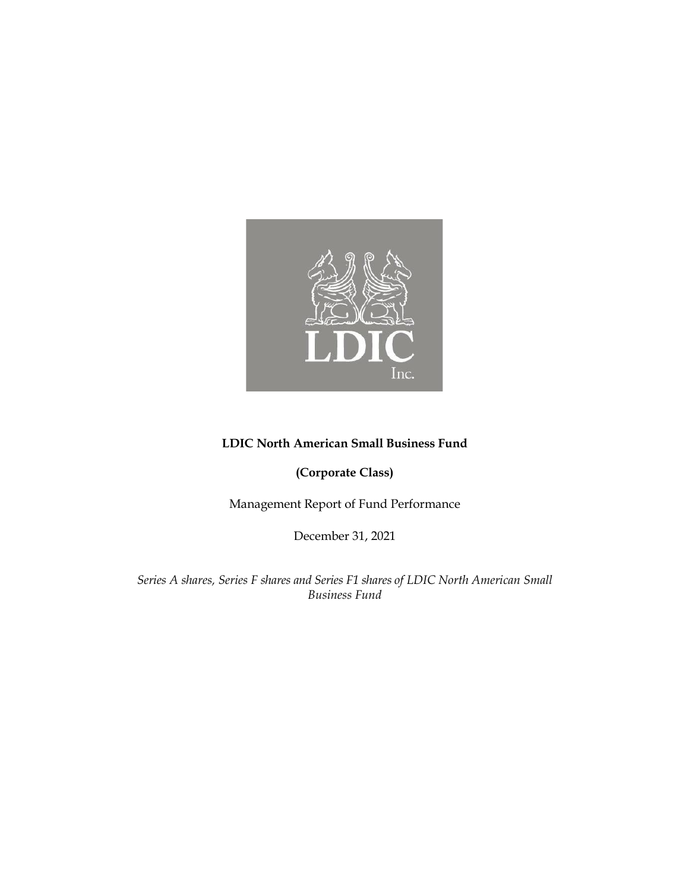**LDIC North American Small Business Fund**

**(Corporate Class)**

Management Report of Fund Performance

December 31, 2021

*Series A shares, Series F shares and Series F1 shares of LDIC North American Small Business Fund*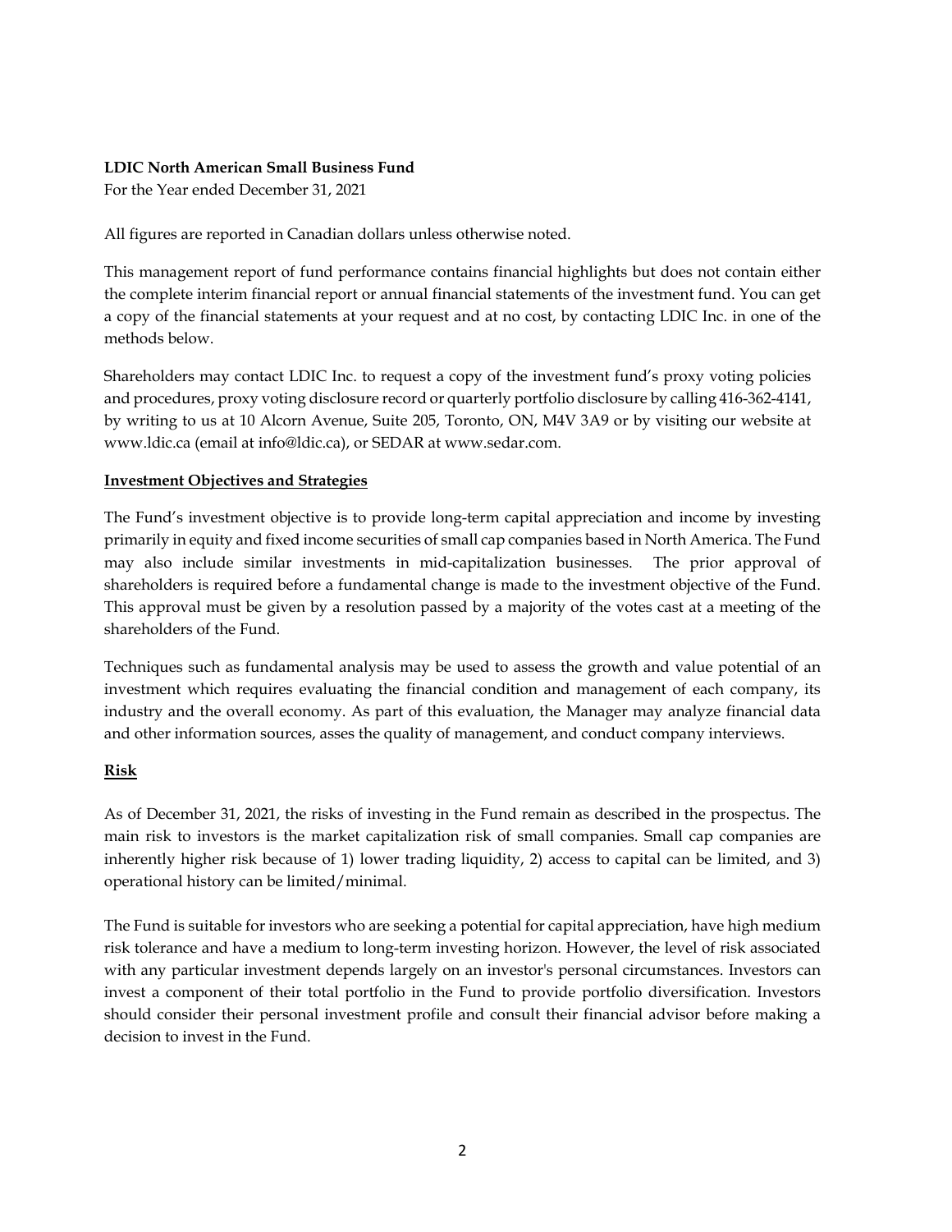**LDIC North American Small Business Fund**

For the Year ended December 31, 2021

All figures are reported in Canadian dollars unless otherwise noted.

This management report of fund performance contains financial highlights but does not contain either the complete interim financial report or annual financial statements of the investment fund. You can get a copy of the financial statements at your request and at no cost, by contacting LDIC Inc. in one of the methods below.

Shareholders may contact LDIC Inc. to request a copy of the investment fund's proxy voting policies and procedures, proxy voting disclosure record or quarterly portfolio disclosure by calling 416-362-4141, by writing to us at 10 Alcorn Avenue, Suite 205, Toronto, ON, M4V 3A9 or by visiting our website at www.ldic.ca (email at info@ldic.ca), or SEDAR at www.sedar.com.

## Investment Objectives and Strategies

The Fund's investment objective is to provide long-term capital appreciation and income by investing primarily in equity and fixed income securities of small cap companies based in North America. The Fund may also include similar investments in mid-capitalization businesses. The prior approval of shareholders is required before a fundamental change is made to the investment objective of the Fund. This approval must be given by a resolution passed by a majority of the votes cast at a meeting of the shareholders of the Fund.

Techniques such as fundamental analysis may be used to assess the growth and value potential of an investment which requires evaluating the financial condition and management of each company, its industry and the overall economy. As part of this evaluation, the Manager may analyze financial data and other information sources, asses the quality of management, and conduct company interviews.

## Risk

As of December 31, 2021, the risks of investing in the Fund remain as described in the prospectus. The main risk to investors is the market capitalization risk of small companies. Small cap companies are inherently higher risk because of 1) lower trading liquidity, 2) access to capital can be limited, and 3) operational history can be limited/minimal.

The Fund is suitable for investors who are seeking a potential for capital appreciation, have high medium risk tolerance and have a medium to long-term investing horizon. However, the level of risk associated with any particular investment depends largely on an investor's personal circumstances. Investors can invest a component of their total portfolio in the Fund to provide portfolio diversification. Investors should consider their personal investment profile and consult their financial advisor before making a decision to invest in the Fund.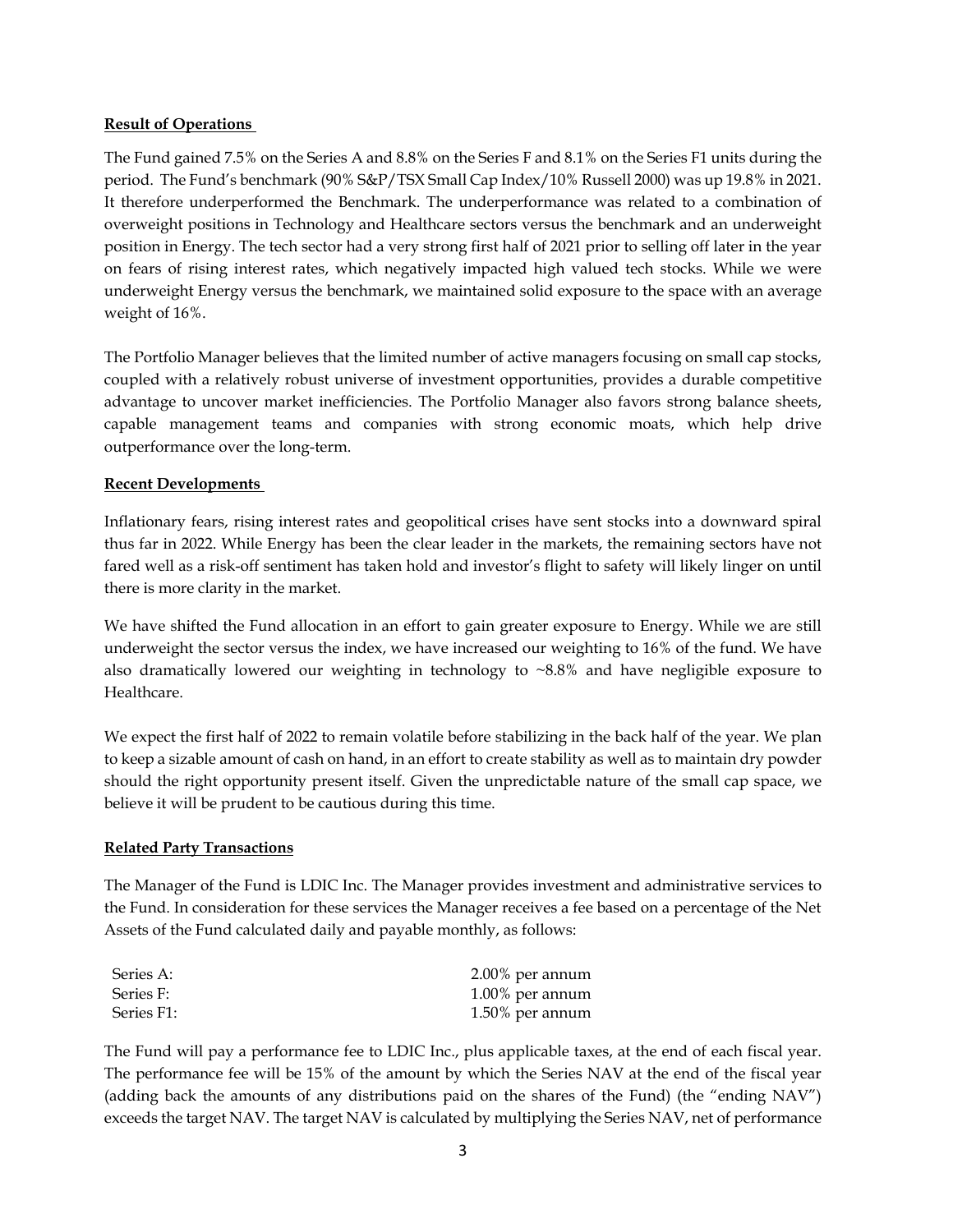**Result of Operations**

The Fund gained 7.5% on the Series A and 8.8% on the Series F and 8.1% on the Series F1 units during the period. The Fund's benchmark (90% S&P/TSX Small Cap Index/10% Russell 2000) was up 19.8% in 2021. It therefore underperformed the Benchmark. The underperformance was related to a combination of overweight positions in Technology and Healthcare sectors versus the benchmark and an underweight position in Energy. The tech sector had a very strong first half of 2021 prior to selling off later in the year on fears of rising interest rates, which negatively impacted high valued tech stocks. While we were underweight Energy versus the benchmark, we maintained solid exposure to the space with an average weight of 16%.

The Portfolio Manager believes that the limited number of active managers focusing on small cap stocks, coupled with a relatively robust universe of investment opportunities, provides a durable competitive advantage to uncover market inefficiencies. The Portfolio Manager also favors strong balance sheets, capable management teams and companies with strong economic moats, which help drive outperformance over the long-term.

**Recent Developments**

Inflationary fears, rising interest rates and geopolitical crises have sent stocks into a downward spiral thus far in 2022. While Energy has been the clear leader in the markets, the remaining sectors have not fared well as a risk-off sentiment has taken hold and investor's flight to safety will likely linger on until there is more clarity in the market.

We have shifted the Fund allocation in an effort to gain greater exposure to Energy. While we are still underweight the sector versus the index, we have increased our weighting to 16% of the fund. We have also dramatically lowered our weighting in technology to ~8.8% and have negligible exposure to Healthcare.

We expect the first half of 2022 to remain volatile before stabilizing in the back half of the year. We plan to keep a sizable amount of cash on hand, in an effort to create stability as well as to maintain dry powder should the right opportunity present itself. Given the unpredictable nature of the small cap space, we believe it will be prudent to be cautious during this time.

**Related Party Transactions**

The Manager of the Fund is LDIC Inc. The Manager provides investment and administrative services to the Fund. In consideration for these services the Manager receives a fee based on a percentage of the Net Assets of the Fund calculated daily and payable monthly, as follows:

| | |
|---|---|
| Series A: | 2.00% per annum |
| Series F: | 1.00% per annum |
| Series F1: | 1.50% per annum |

The Fund will pay a performance fee to LDIC Inc., plus applicable taxes, at the end of each fiscal year. The performance fee will be 15% of the amount by which the Series NAV at the end of the fiscal year (adding back the amounts of any distributions paid on the shares of the Fund) (the "ending NAV") exceeds the target NAV. The target NAV is calculated by multiplying the Series NAV, net of performance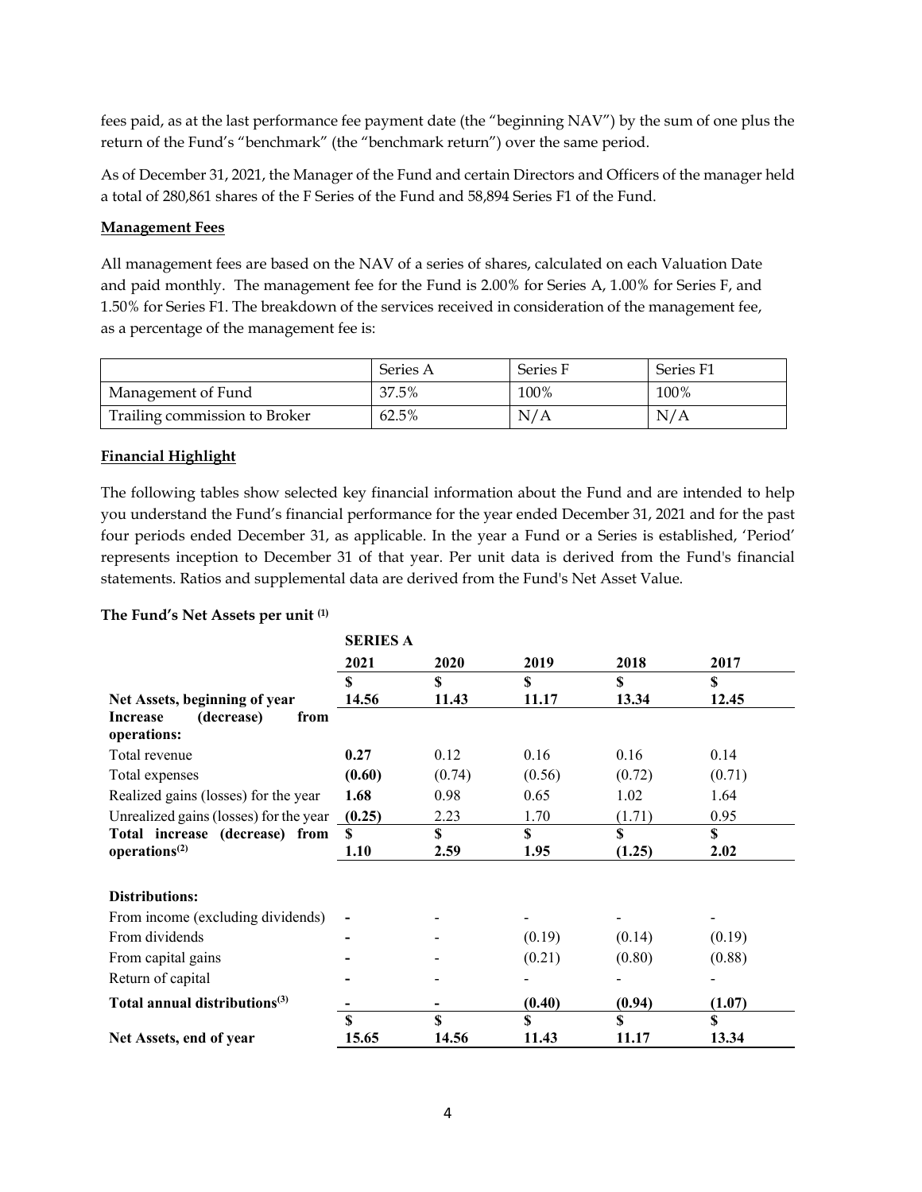fees paid, as at the last performance fee payment date (the "beginning NAV") by the sum of one plus the return of the Fund's "benchmark" (the "benchmark return") over the same period.

As of December 31, 2021, the Manager of the Fund and certain Directors and Officers of the manager held a total of 280,861 shares of the F Series of the Fund and 58,894 Series F1 of the Fund.

**Management Fees**

All management fees are based on the NAV of a series of shares, calculated on each Valuation Date and paid monthly. The management fee for the Fund is 2.00% for Series A, 1.00% for Series F, and 1.50% for Series F1. The breakdown of the services received in consideration of the management fee, as a percentage of the management fee is:

| | Series A | Series F | Series F1 |
|---|---|---|---|
| Management of Fund | 37.5% | 100% | 100% |
| Trailing commission to Broker | 62.5% | N/A | N/A |

**Financial Highlight**

The following tables show selected key financial information about the Fund and are intended to help you understand the Fund's financial performance for the year ended December 31, 2021 and for the past four periods ended December 31, as applicable. In the year a Fund or a Series is established, 'Period' represents inception to December 31 of that year. Per unit data is derived from the Fund's financial statements. Ratios and supplemental data are derived from the Fund's Net Asset Value.

**The Fund's Net Assets per unit [(1)]**

| | **SERIES A** | | | | |
|---|---|---|---|---|---|
| | **2021** | **2020** | **2019** | **2018** | **2017** |
| **Net Assets, beginning of year** | **$ 14.56** | **$ 11.43** | **$ 11.17** | **$ 13.34** | **$ 12.45** |
| **Increase (decrease) from operations:** | | | | | |
| Total revenue | **0.27** | 0.12 | 0.16 | 0.16 | 0.14 |
| Total expenses | **(0.60)** | (0.74) | (0.56) | (0.72) | (0.71) |
| Realized gains (losses) for the year | **1.68** | 0.98 | 0.65 | 1.02 | 1.64 |
| Unrealized gains (losses) for the year | **(0.25)** | 2.23 | 1.70 | (1.71) | 0.95 |
| **Total increase (decrease) from operations[(2)]** | **$ 1.10** | **$ 2.59** | **$ 1.95** | **$ (1.25)** | **$ 2.02** |
| | | | | | |
| **Distributions:** | | | | | |
| From income (excluding dividends) | **-** | - | - | - | - |
| From dividends | **-** | - | (0.19) | (0.14) | (0.19) |
| From capital gains | **-** | - | (0.21) | (0.80) | (0.88) |
| Return of capital | **-** | - | - | - | - |
| **Total annual distributions[(3)]** | **-** | **-** | **(0.40)** | **(0.94)** | **(1.07)** |
| **Net Assets, end of year** | **$ 15.65** | **$ 14.56** | **$ 11.43** | **$ 11.17** | **$ 13.34** |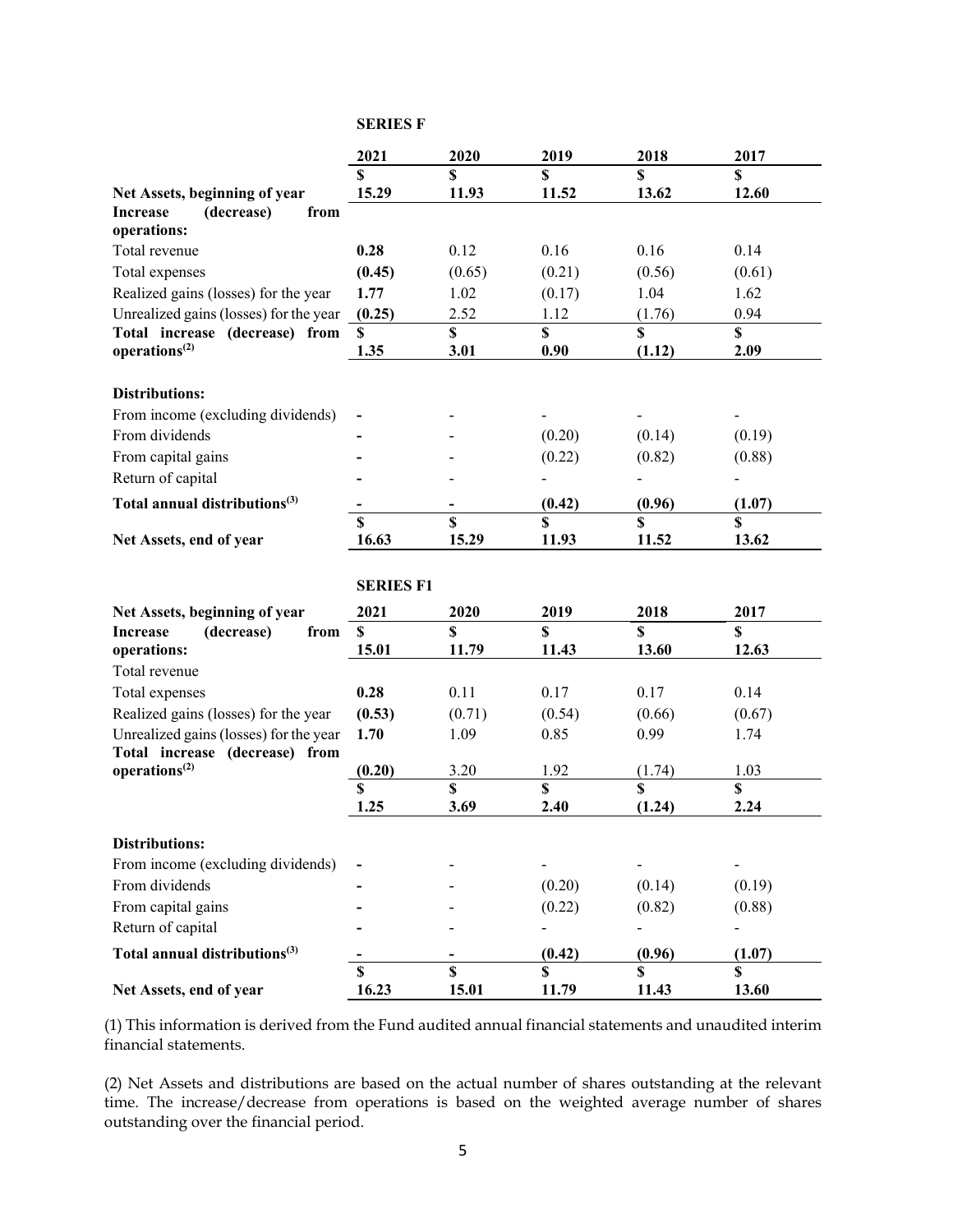**SERIES F**

| | 2021 | 2020 | 2019 | 2018 | 2017 |
|---|---|---|---|---|---|
| | $ | $ | $ | $ | $ |
| **Net Assets, beginning of year** | 15.29 | 11.93 | 11.52 | 13.62 | 12.60 |
| **Increase (decrease) from operations:** | | | | | |
| Total revenue | **0.28** | 0.12 | 0.16 | 0.16 | 0.14 |
| Total expenses | **(0.45)** | (0.65) | (0.21) | (0.56) | (0.61) |
| Realized gains (losses) for the year | **1.77** | 1.02 | (0.17) | 1.04 | 1.62 |
| Unrealized gains (losses) for the year | **(0.25)** | 2.52 | 1.12 | (1.76) | 0.94 |
| **Total increase (decrease) from operations[(2)]** | **$ 1.35** | **$ 3.01** | **$ 0.90** | **$ (1.12)** | **$ 2.09** |
| **Distributions:** | | | | | |
| From income (excluding dividends) | - | - | - | - | - |
| From dividends | - | - | (0.20) | (0.14) | (0.19) |
| From capital gains | - | - | (0.22) | (0.82) | (0.88) |
| Return of capital | - | - | - | - | - |
| **Total annual distributions[(3)]** | **-** | **-** | **(0.42)** | **(0.96)** | **(1.07)** |
| **Net Assets, end of year** | **$ 16.63** | **$ 15.29** | **$ 11.93** | **$ 11.52** | **$ 13.62** |

**SERIES F1**

| **Net Assets, beginning of year** | **2021** | **2020** | **2019** | **2018** | **2017** |
|---|---|---|---|---|---|
| **Increase (decrease) from operations:** | **$ 15.01** | **$ 11.79** | **$ 11.43** | **$ 13.60** | **$ 12.63** |
| Total revenue | | | | | |
| Total expenses | **0.28** | 0.11 | 0.17 | 0.17 | 0.14 |
| Realized gains (losses) for the year | **(0.53)** | (0.71) | (0.54) | (0.66) | (0.67) |
| Unrealized gains (losses) for the year | **1.70** | 1.09 | 0.85 | 0.99 | 1.74 |
| **Total increase (decrease) from operations[(2)]** | **(0.20)** | 3.20 | 1.92 | (1.74) | 1.03 |
| | **$ 1.25** | **$ 3.69** | **$ 2.40** | **$ (1.24)** | **$ 2.24** |
| **Distributions:** | | | | | |
| From income (excluding dividends) | - | - | - | - | - |
| From dividends | - | - | (0.20) | (0.14) | (0.19) |
| From capital gains | - | - | (0.22) | (0.82) | (0.88) |
| Return of capital | - | - | - | - | - |
| **Total annual distributions[(3)]** | **-** | **-** | **(0.42)** | **(0.96)** | **(1.07)** |
| **Net Assets, end of year** | **$ 16.23** | **$ 15.01** | **$ 11.79** | **$ 11.43** | **$ 13.60** |

(1) This information is derived from the Fund audited annual financial statements and unaudited interim financial statements.

(2) Net Assets and distributions are based on the actual number of shares outstanding at the relevant time. The increase/decrease from operations is based on the weighted average number of shares outstanding over the financial period.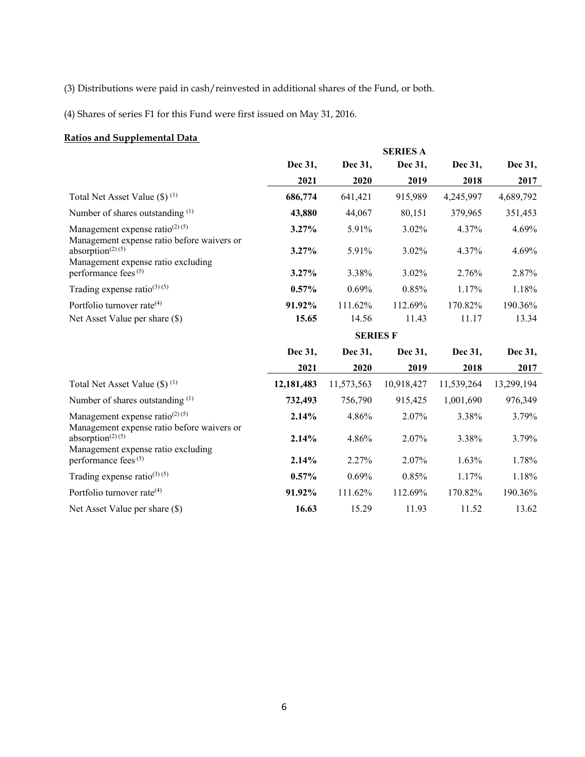(3) Distributions were paid in cash/reinvested in additional shares of the Fund, or both.

(4) Shares of series F1 for this Fund were first issued on May 31, 2016.

**Ratios and Supplemental Data**

| | SERIES A | | | | |
|---|---|---|---|---|---|
| | **Dec 31, 2021** | **Dec 31, 2020** | **Dec 31, 2019** | **Dec 31, 2018** | **Dec 31, 2017** |
| Total Net Asset Value ($) (1) | **686,774** | 641,421 | 915,989 | 4,245,997 | 4,689,792 |
| Number of shares outstanding (1) | **43,880** | 44,067 | 80,151 | 379,965 | 351,453 |
| Management expense ratio(2) (5) | **3.27%** | 5.91% | 3.02% | 4.37% | 4.69% |
| Management expense ratio before waivers or absorption(2) (5) | **3.27%** | 5.91% | 3.02% | 4.37% | 4.69% |
| Management expense ratio excluding performance fees (5) | **3.27%** | 3.38% | 3.02% | 2.76% | 2.87% |
| Trading expense ratio(3) (5) | **0.57%** | 0.69% | 0.85% | 1.17% | 1.18% |
| Portfolio turnover rate(4) | **91.92%** | 111.62% | 112.69% | 170.82% | 190.36% |
| Net Asset Value per share ($) | **15.65** | 14.56 | 11.43 | 11.17 | 13.34 |

| | SERIES F | | | | |
|---|---|---|---|---|---|
| | **Dec 31, 2021** | **Dec 31, 2020** | **Dec 31, 2019** | **Dec 31, 2018** | **Dec 31, 2017** |
| Total Net Asset Value ($) (1) | **12,181,483** | 11,573,563 | 10,918,427 | 11,539,264 | 13,299,194 |
| Number of shares outstanding (1) | **732,493** | 756,790 | 915,425 | 1,001,690 | 976,349 |
| Management expense ratio(2) (5) | **2.14%** | 4.86% | 2.07% | 3.38% | 3.79% |
| Management expense ratio before waivers or absorption(2) (5) | **2.14%** | 4.86% | 2.07% | 3.38% | 3.79% |
| Management expense ratio excluding performance fees (5) | **2.14%** | 2.27% | 2.07% | 1.63% | 1.78% |
| Trading expense ratio(3) (5) | **0.57%** | 0.69% | 0.85% | 1.17% | 1.18% |
| Portfolio turnover rate(4) | **91.92%** | 111.62% | 112.69% | 170.82% | 190.36% |
| Net Asset Value per share ($) | **16.63** | 15.29 | 11.93 | 11.52 | 13.62 |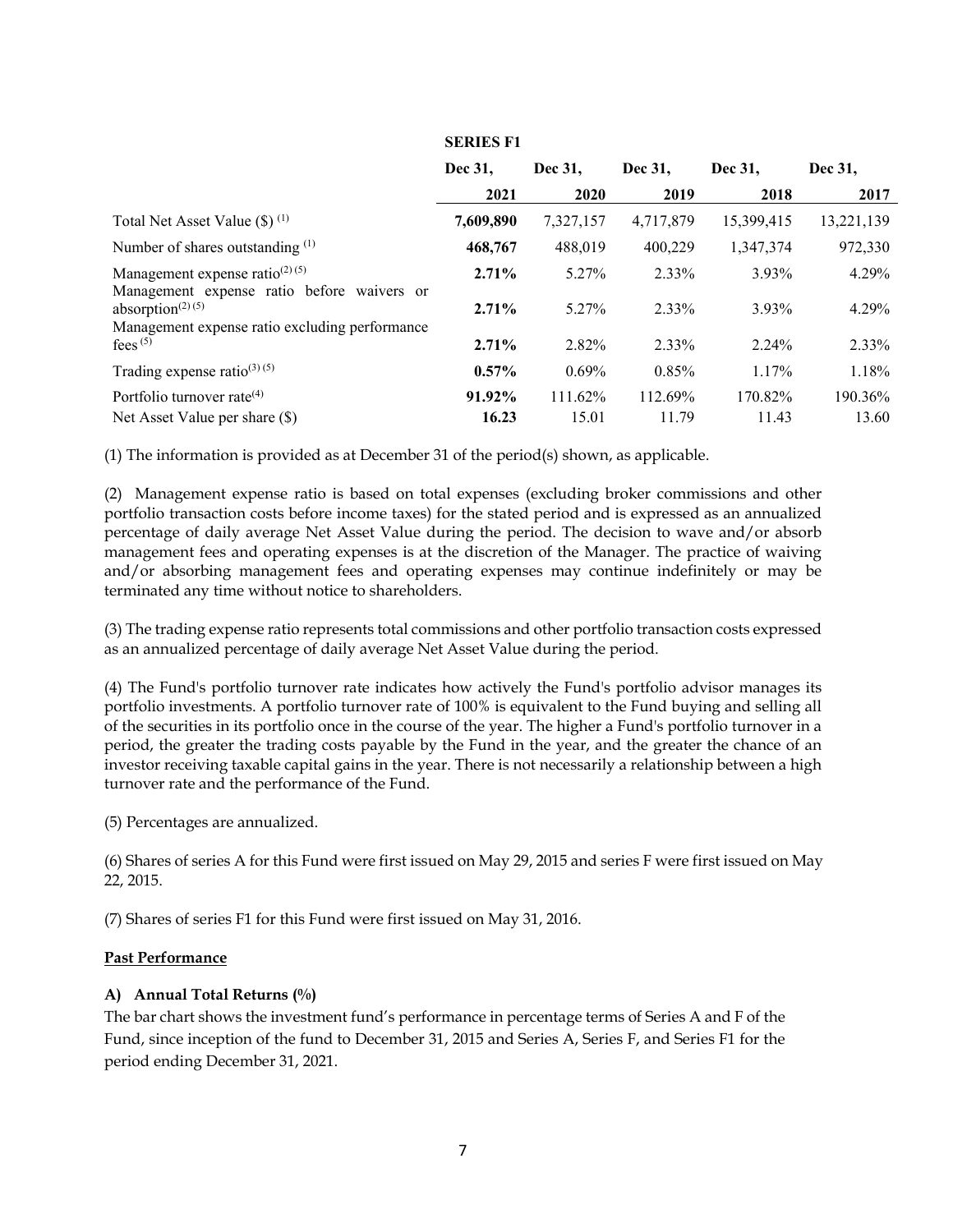| | SERIES F1 | | | | |
|---|---|---|---|---|---|
| | Dec 31, 2021 | Dec 31, 2020 | Dec 31, 2019 | Dec 31, 2018 | Dec 31, 2017 |
| Total Net Asset Value ($) (1) | **7,609,890** | 7,327,157 | 4,717,879 | 15,399,415 | 13,221,139 |
| Number of shares outstanding (1) | **468,767** | 488,019 | 400,229 | 1,347,374 | 972,330 |
| Management expense ratio(2) (5) | **2.71%** | 5.27% | 2.33% | 3.93% | 4.29% |
| Management expense ratio before waivers or absorption(2) (5) | **2.71%** | 5.27% | 2.33% | 3.93% | 4.29% |
| Management expense ratio excluding performance fees (5) | **2.71%** | 2.82% | 2.33% | 2.24% | 2.33% |
| Trading expense ratio(3) (5) | **0.57%** | 0.69% | 0.85% | 1.17% | 1.18% |
| Portfolio turnover rate(4) | **91.92%** | 111.62% | 112.69% | 170.82% | 190.36% |
| Net Asset Value per share ($) | **16.23** | 15.01 | 11.79 | 11.43 | 13.60 |

(1) The information is provided as at December 31 of the period(s) shown, as applicable.

(2) Management expense ratio is based on total expenses (excluding broker commissions and other portfolio transaction costs before income taxes) for the stated period and is expressed as an annualized percentage of daily average Net Asset Value during the period. The decision to wave and/or absorb management fees and operating expenses is at the discretion of the Manager. The practice of waiving and/or absorbing management fees and operating expenses may continue indefinitely or may be terminated any time without notice to shareholders.

(3) The trading expense ratio represents total commissions and other portfolio transaction costs expressed as an annualized percentage of daily average Net Asset Value during the period.

(4) The Fund's portfolio turnover rate indicates how actively the Fund's portfolio advisor manages its portfolio investments. A portfolio turnover rate of 100% is equivalent to the Fund buying and selling all of the securities in its portfolio once in the course of the year. The higher a Fund's portfolio turnover in a period, the greater the trading costs payable by the Fund in the year, and the greater the chance of an investor receiving taxable capital gains in the year. There is not necessarily a relationship between a high turnover rate and the performance of the Fund.

(5) Percentages are annualized.

(6) Shares of series A for this Fund were first issued on May 29, 2015 and series F were first issued on May 22, 2015.

(7) Shares of series F1 for this Fund were first issued on May 31, 2016.

## Past Performance

### A) Annual Total Returns (%)

The bar chart shows the investment fund's performance in percentage terms of Series A and F of the Fund, since inception of the fund to December 31, 2015 and Series A, Series F, and Series F1 for the period ending December 31, 2021.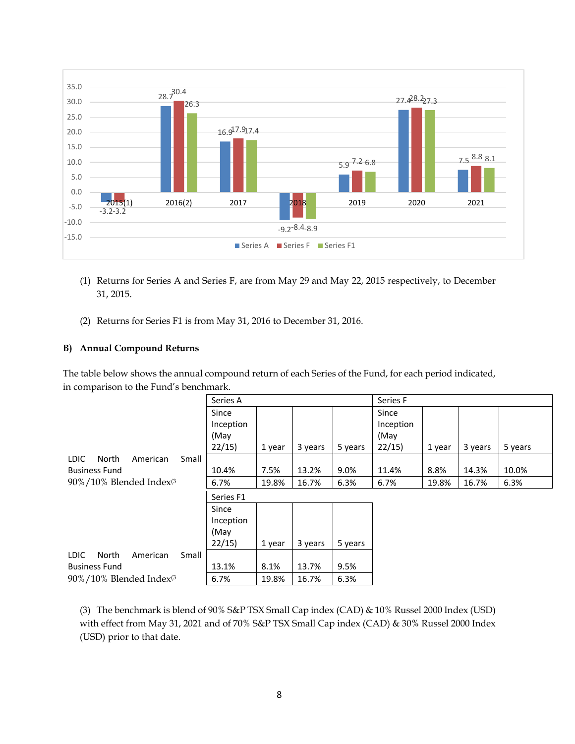| | 2015(1) | 2016(2) | 2017 | 2018 | 2019 | 2020 | 2021 |
|---|---|---|---|---|---|---|---|
| Series A | -3.2 | 28.7 | 16.9 | -9.2 | 5.9 | 27.4 | 7.5 |
| Series F | -3.2 | 30.4 | 17.9 | -8.4 | 7.2 | 28.2 | 8.8 |
| Series F1 | | 26.3 | 17.4 | -8.9 | 6.8 | 27.3 | 8.1 |

(1) Returns for Series A and Series F, are from May 29 and May 22, 2015 respectively, to December 31, 2015.

(2) Returns for Series F1 is from May 31, 2016 to December 31, 2016.

**B) Annual Compound Returns**

The table below shows the annual compound return of each Series of the Fund, for each period indicated, in comparison to the Fund's benchmark.

| | Series A | | | | Series F | | | |
|---|---|---|---|---|---|---|---|---|
| | Since Inception (May 22/15) | 1 year | 3 years | 5 years | Since Inception (May 22/15) | 1 year | 3 years | 5 years |
| LDIC North American Small Business Fund | 10.4% | 7.5% | 13.2% | 9.0% | 11.4% | 8.8% | 14.3% | 10.0% |
| 90%/10% Blended Index(3) | 6.7% | 19.8% | 16.7% | 6.3% | 6.7% | 19.8% | 16.7% | 6.3% |

| | Series F1 | | | |
|---|---|---|---|---|
| | Since Inception (May 22/15) | 1 year | 3 years | 5 years |
| LDIC North American Small Business Fund | 13.1% | 8.1% | 13.7% | 9.5% |
| 90%/10% Blended Index(3) | 6.7% | 19.8% | 16.7% | 6.3% |

(3) The benchmark is blend of 90% S&P TSX Small Cap index (CAD) & 10% Russel 2000 Index (USD) with effect from May 31, 2021 and of 70% S&P TSX Small Cap index (CAD) & 30% Russel 2000 Index (USD) prior to that date.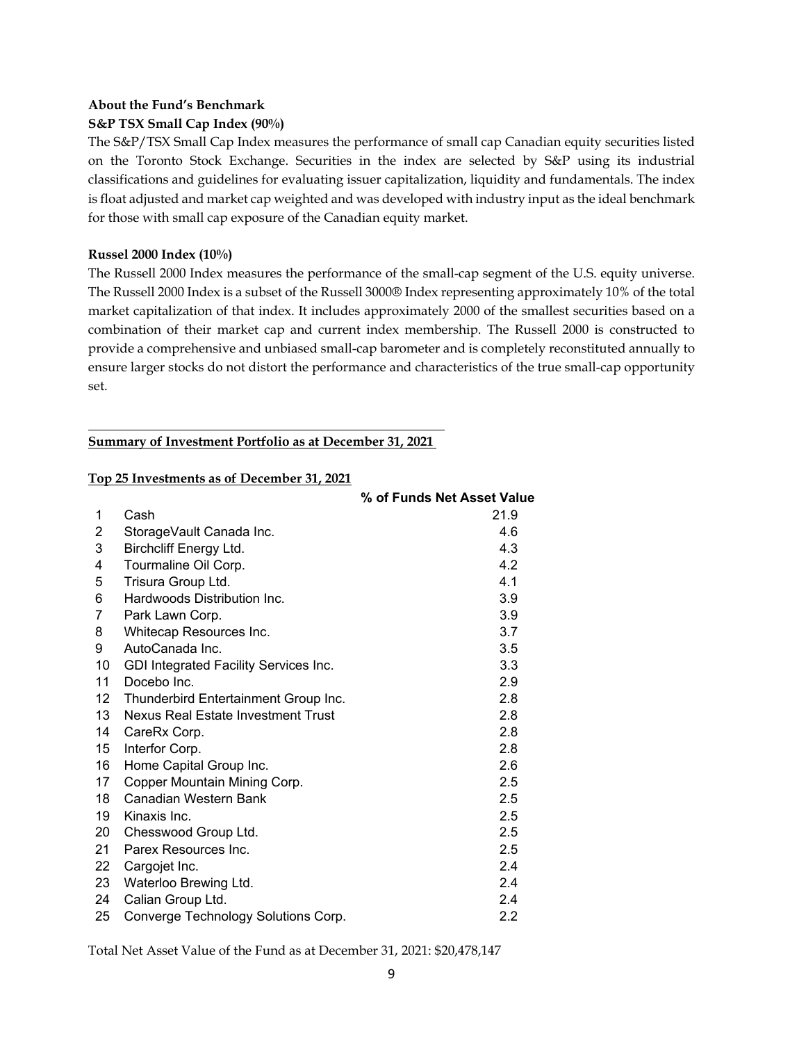**About the Fund's Benchmark**

**S&P TSX Small Cap Index (90%)**

The S&P/TSX Small Cap Index measures the performance of small cap Canadian equity securities listed on the Toronto Stock Exchange. Securities in the index are selected by S&P using its industrial classifications and guidelines for evaluating issuer capitalization, liquidity and fundamentals. The index is float adjusted and market cap weighted and was developed with industry input as the ideal benchmark for those with small cap exposure of the Canadian equity market.

**Russel 2000 Index (10%)**

The Russell 2000 Index measures the performance of the small-cap segment of the U.S. equity universe. The Russell 2000 Index is a subset of the Russell 3000® Index representing approximately 10% of the total market capitalization of that index. It includes approximately 2000 of the smallest securities based on a combination of their market cap and current index membership. The Russell 2000 is constructed to provide a comprehensive and unbiased small-cap barometer and is completely reconstituted annually to ensure larger stocks do not distort the performance and characteristics of the true small-cap opportunity set.

---

**Summary of Investment Portfolio as at December 31, 2021**

**Top 25 Investments as of December 31, 2021**

| | | % of Funds Net Asset Value |
|---|---|---|
| 1 | Cash | 21.9 |
| 2 | StorageVault Canada Inc. | 4.6 |
| 3 | Birchcliff Energy Ltd. | 4.3 |
| 4 | Tourmaline Oil Corp. | 4.2 |
| 5 | Trisura Group Ltd. | 4.1 |
| 6 | Hardwoods Distribution Inc. | 3.9 |
| 7 | Park Lawn Corp. | 3.9 |
| 8 | Whitecap Resources Inc. | 3.7 |
| 9 | AutoCanada Inc. | 3.5 |
| 10 | GDI Integrated Facility Services Inc. | 3.3 |
| 11 | Docebo Inc. | 2.9 |
| 12 | Thunderbird Entertainment Group Inc. | 2.8 |
| 13 | Nexus Real Estate Investment Trust | 2.8 |
| 14 | CareRx Corp. | 2.8 |
| 15 | Interfor Corp. | 2.8 |
| 16 | Home Capital Group Inc. | 2.6 |
| 17 | Copper Mountain Mining Corp. | 2.5 |
| 18 | Canadian Western Bank | 2.5 |
| 19 | Kinaxis Inc. | 2.5 |
| 20 | Chesswood Group Ltd. | 2.5 |
| 21 | Parex Resources Inc. | 2.5 |
| 22 | Cargojet Inc. | 2.4 |
| 23 | Waterloo Brewing Ltd. | 2.4 |
| 24 | Calian Group Ltd. | 2.4 |
| 25 | Converge Technology Solutions Corp. | 2.2 |

Total Net Asset Value of the Fund as at December 31, 2021: $20,478,147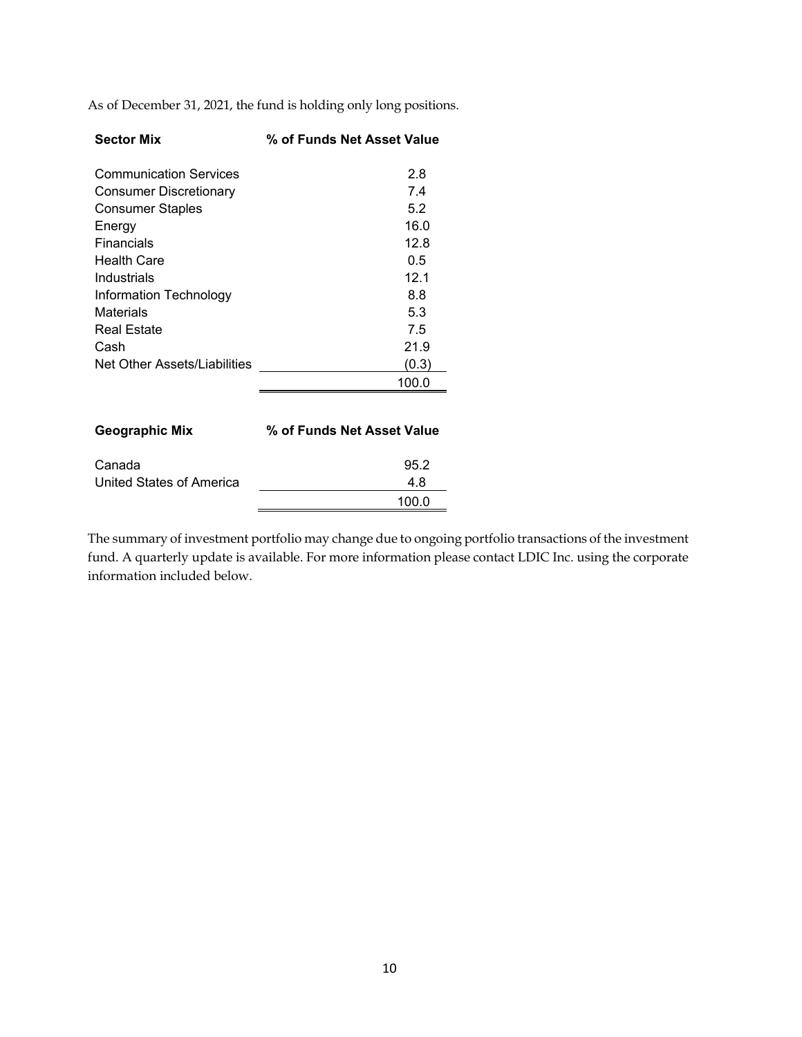As of December 31, 2021, the fund is holding only long positions.

| Sector Mix | % of Funds Net Asset Value |
|---|---|
| Communication Services | 2.8 |
| Consumer Discretionary | 7.4 |
| Consumer Staples | 5.2 |
| Energy | 16.0 |
| Financials | 12.8 |
| Health Care | 0.5 |
| Industrials | 12.1 |
| Information Technology | 8.8 |
| Materials | 5.3 |
| Real Estate | 7.5 |
| Cash | 21.9 |
| Net Other Assets/Liabilities | (0.3) |
| | 100.0 |

| Geographic Mix | % of Funds Net Asset Value |
|---|---|
| Canada | 95.2 |
| United States of America | 4.8 |
| | 100.0 |

The summary of investment portfolio may change due to ongoing portfolio transactions of the investment fund. A quarterly update is available. For more information please contact LDIC Inc. using the corporate information included below.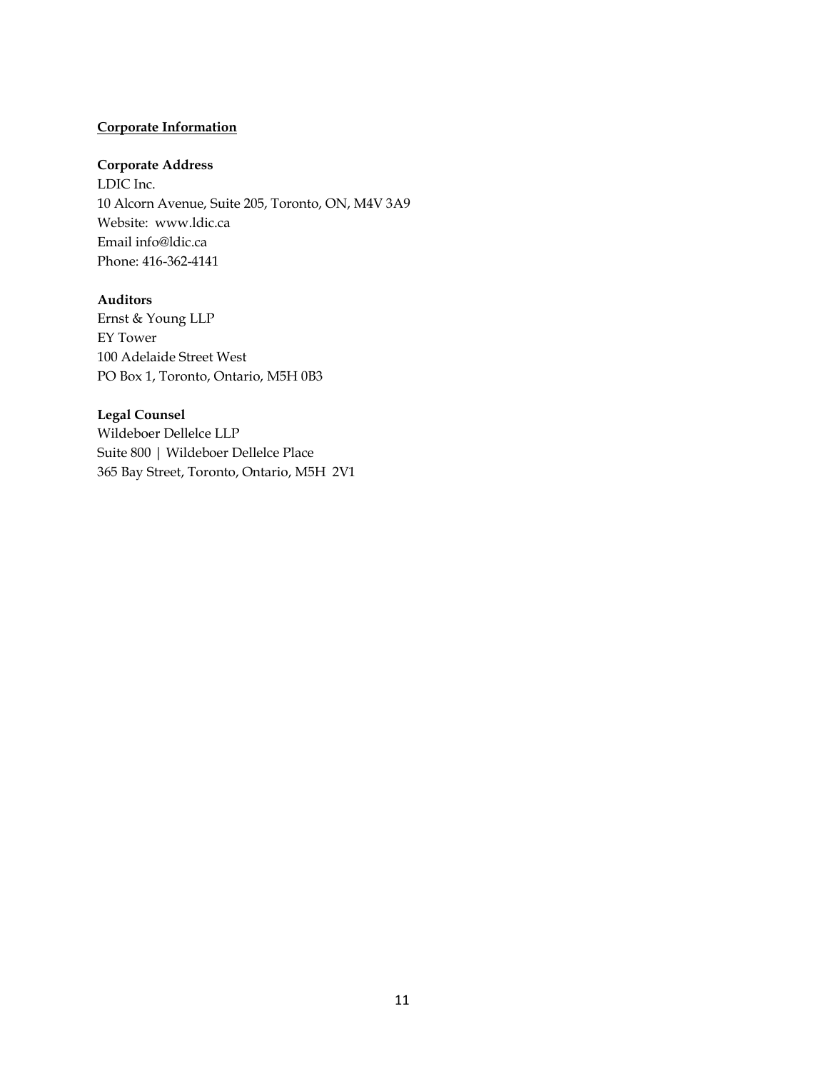## Corporate Information

**Corporate Address**
LDIC Inc.
10 Alcorn Avenue, Suite 205, Toronto, ON, M4V 3A9
Website: www.ldic.ca
Email info@ldic.ca
Phone: 416-362-4141

**Auditors**
Ernst & Young LLP
EY Tower
100 Adelaide Street West
PO Box 1, Toronto, Ontario, M5H 0B3

**Legal Counsel**
Wildeboer Dellelce LLP
Suite 800 | Wildeboer Dellelce Place
365 Bay Street, Toronto, Ontario, M5H 2V1